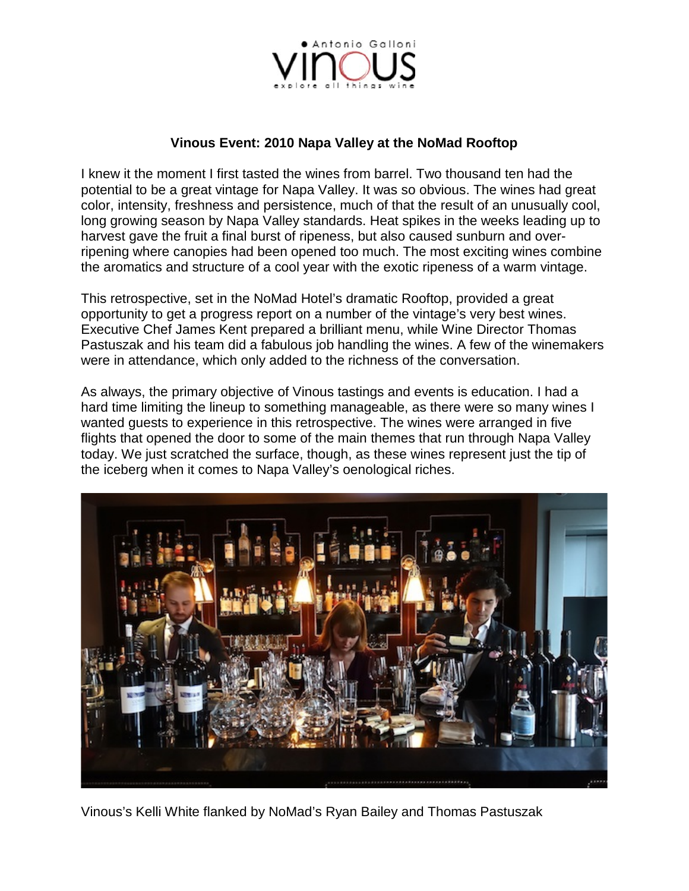# Vinous Event: 2010 Napa Valley at the NoMad Rooftop

I knew it the moment I first tasted the wines from barrel. Two thousand ten had the potential to be a great vintage for Napa Valley. It was so obvious. The wines had great color, intensity, freshness and persistence, much of that the result of an unusually cool, long growing season by Napa Valley standards. Heat spikes in the weeks leading up to harvest gave the fruit a final burst of ripeness, but also caused sunburn and over-ripening where canopies had been opened too much. The most exciting wines combine the aromatics and structure of a cool year with the exotic ripeness of a warm vintage.

This retrospective, set in the NoMad Hotel's dramatic Rooftop, provided a great opportunity to get a progress report on a number of the vintage's very best wines. Executive Chef James Kent prepared a brilliant menu, while Wine Director Thomas Pastuszak and his team did a fabulous job handling the wines. A few of the winemakers were in attendance, which only added to the richness of the conversation.

As always, the primary objective of Vinous tastings and events is education. I had a hard time limiting the lineup to something manageable, as there were so many wines I wanted guests to experience in this retrospective. The wines were arranged in five flights that opened the door to some of the main themes that run through Napa Valley today. We just scratched the surface, though, as these wines represent just the tip of the iceberg when it comes to Napa Valley's oenological riches.

Vinous's Kelli White flanked by NoMad's Ryan Bailey and Thomas Pastuszak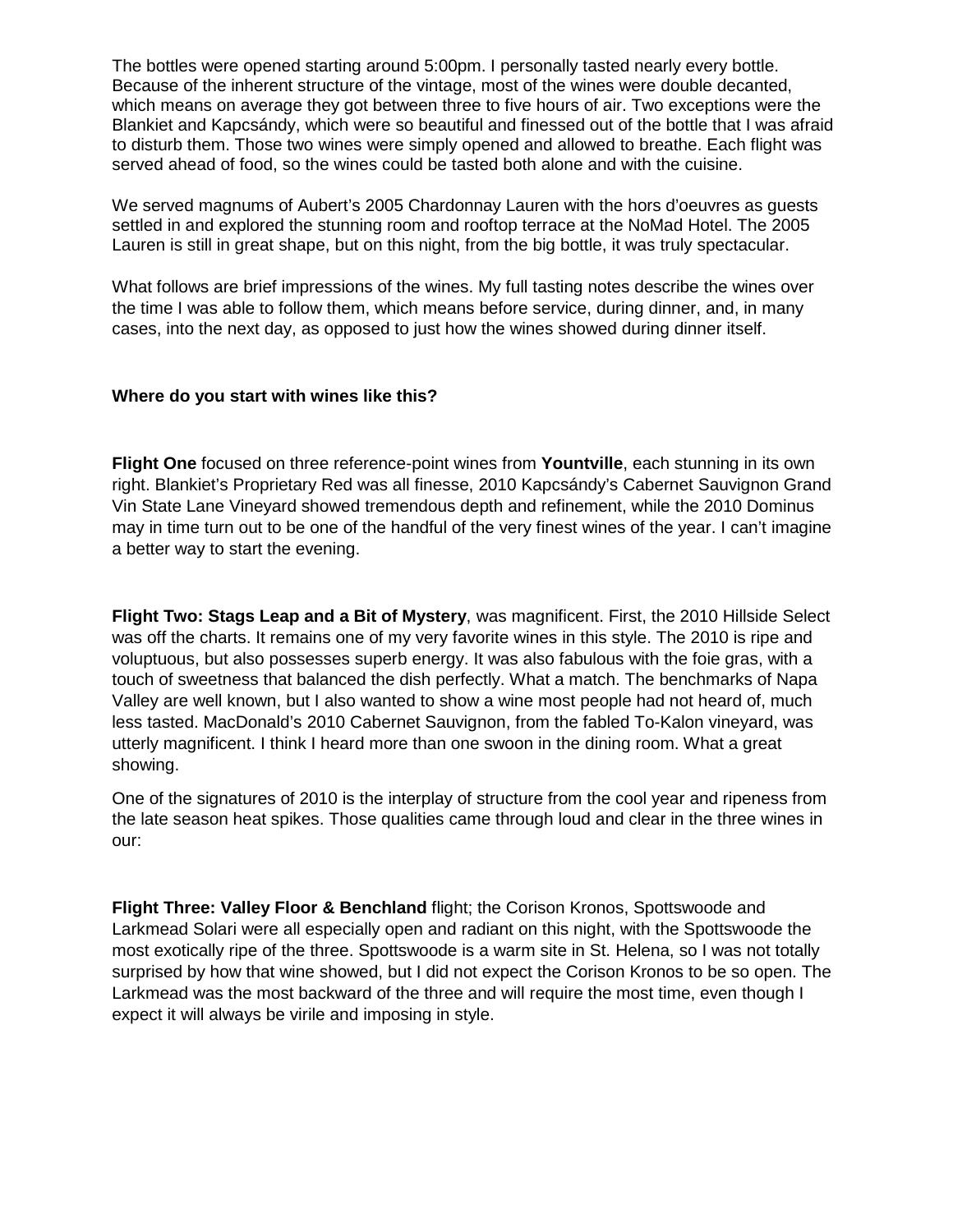The bottles were opened starting around 5:00pm. I personally tasted nearly every bottle. Because of the inherent structure of the vintage, most of the wines were double decanted, which means on average they got between three to five hours of air. Two exceptions were the Blankiet and Kapcsándy, which were so beautiful and finessed out of the bottle that I was afraid to disturb them. Those two wines were simply opened and allowed to breathe. Each flight was served ahead of food, so the wines could be tasted both alone and with the cuisine.

We served magnums of Aubert's 2005 Chardonnay Lauren with the hors d'oeuvres as guests settled in and explored the stunning room and rooftop terrace at the NoMad Hotel. The 2005 Lauren is still in great shape, but on this night, from the big bottle, it was truly spectacular.

What follows are brief impressions of the wines. My full tasting notes describe the wines over the time I was able to follow them, which means before service, during dinner, and, in many cases, into the next day, as opposed to just how the wines showed during dinner itself.

**Where do you start with wines like this?**

**Flight One** focused on three reference-point wines from **Yountville**, each stunning in its own right. Blankiet's Proprietary Red was all finesse, 2010 Kapcsándy's Cabernet Sauvignon Grand Vin State Lane Vineyard showed tremendous depth and refinement, while the 2010 Dominus may in time turn out to be one of the handful of the very finest wines of the year. I can't imagine a better way to start the evening.

**Flight Two: Stags Leap and a Bit of Mystery**, was magnificent. First, the 2010 Hillside Select was off the charts. It remains one of my very favorite wines in this style. The 2010 is ripe and voluptuous, but also possesses superb energy. It was also fabulous with the foie gras, with a touch of sweetness that balanced the dish perfectly. What a match. The benchmarks of Napa Valley are well known, but I also wanted to show a wine most people had not heard of, much less tasted. MacDonald's 2010 Cabernet Sauvignon, from the fabled To-Kalon vineyard, was utterly magnificent. I think I heard more than one swoon in the dining room. What a great showing.

One of the signatures of 2010 is the interplay of structure from the cool year and ripeness from the late season heat spikes. Those qualities came through loud and clear in the three wines in our:

**Flight Three: Valley Floor & Benchland** flight; the Corison Kronos, Spottswoode and Larkmead Solari were all especially open and radiant on this night, with the Spottswoode the most exotically ripe of the three. Spottswoode is a warm site in St. Helena, so I was not totally surprised by how that wine showed, but I did not expect the Corison Kronos to be so open. The Larkmead was the most backward of the three and will require the most time, even though I expect it will always be virile and imposing in style.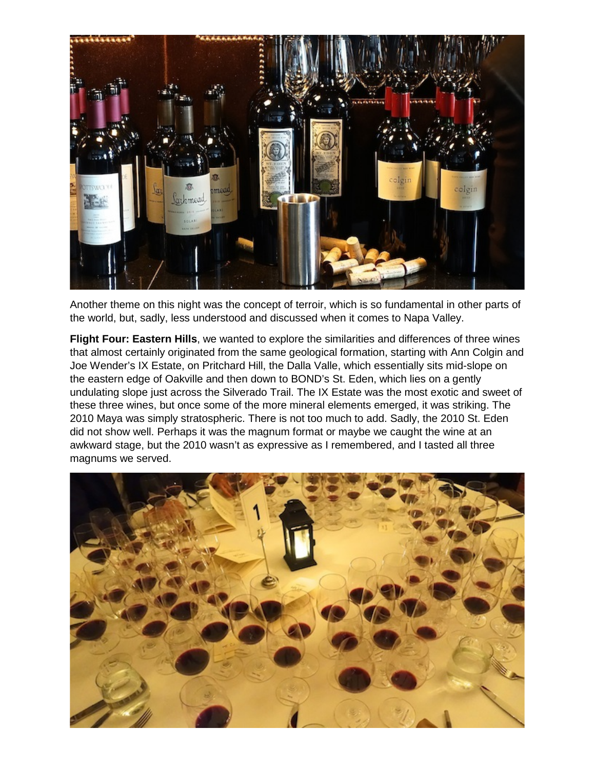Another theme on this night was the concept of terroir, which is so fundamental in other parts of the world, but, sadly, less understood and discussed when it comes to Napa Valley.

**Flight Four: Eastern Hills**, we wanted to explore the similarities and differences of three wines that almost certainly originated from the same geological formation, starting with Ann Colgin and Joe Wender's IX Estate, on Pritchard Hill, the Dalla Valle, which essentially sits mid-slope on the eastern edge of Oakville and then down to BOND's St. Eden, which lies on a gently undulating slope just across the Silverado Trail. The IX Estate was the most exotic and sweet of these three wines, but once some of the more mineral elements emerged, it was striking. The 2010 Maya was simply stratospheric. There is not too much to add. Sadly, the 2010 St. Eden did not show well. Perhaps it was the magnum format or maybe we caught the wine at an awkward stage, but the 2010 wasn't as expressive as I remembered, and I tasted all three magnums we served.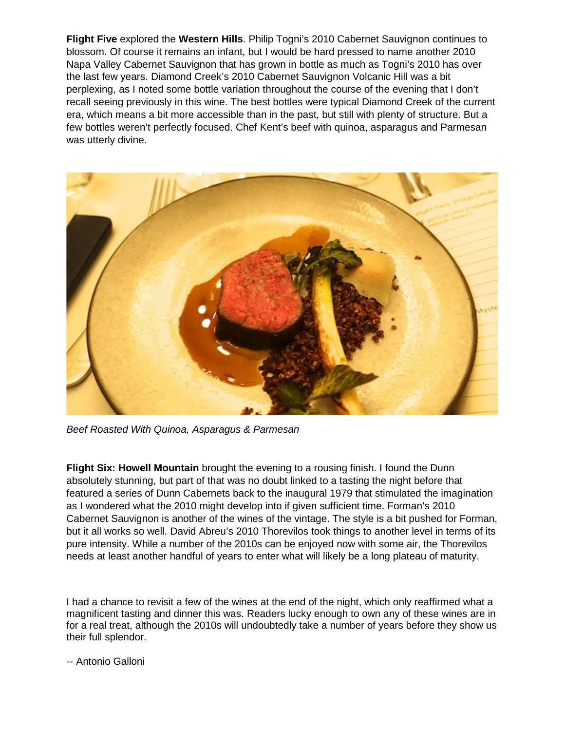**Flight Five** explored the **Western Hills**. Philip Togni's 2010 Cabernet Sauvignon continues to blossom. Of course it remains an infant, but I would be hard pressed to name another 2010 Napa Valley Cabernet Sauvignon that has grown in bottle as much as Togni's 2010 has over the last few years. Diamond Creek's 2010 Cabernet Sauvignon Volcanic Hill was a bit perplexing, as I noted some bottle variation throughout the course of the evening that I don't recall seeing previously in this wine. The best bottles were typical Diamond Creek of the current era, which means a bit more accessible than in the past, but still with plenty of structure. But a few bottles weren't perfectly focused. Chef Kent's beef with quinoa, asparagus and Parmesan was utterly divine.

*Beef Roasted With Quinoa, Asparagus & Parmesan*

**Flight Six: Howell Mountain** brought the evening to a rousing finish. I found the Dunn absolutely stunning, but part of that was no doubt linked to a tasting the night before that featured a series of Dunn Cabernets back to the inaugural 1979 that stimulated the imagination as I wondered what the 2010 might develop into if given sufficient time. Forman's 2010 Cabernet Sauvignon is another of the wines of the vintage. The style is a bit pushed for Forman, but it all works so well. David Abreu's 2010 Thorevilos took things to another level in terms of its pure intensity. While a number of the 2010s can be enjoyed now with some air, the Thorevilos needs at least another handful of years to enter what will likely be a long plateau of maturity.

I had a chance to revisit a few of the wines at the end of the night, which only reaffirmed what a magnificent tasting and dinner this was. Readers lucky enough to own any of these wines are in for a real treat, although the 2010s will undoubtedly take a number of years before they show us their full splendor.

-- Antonio Galloni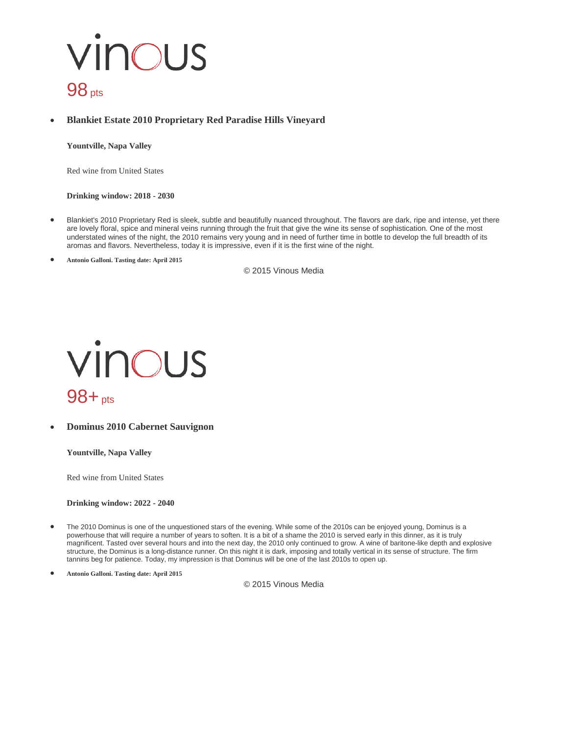vinous

98 pts

- **Blankiet Estate 2010 Proprietary Red Paradise Hills Vineyard**

  **Yountville, Napa Valley**

  Red wine from United States

  **Drinking window: 2018 - 2030**

- Blankiet's 2010 Proprietary Red is sleek, subtle and beautifully nuanced throughout. The flavors are dark, ripe and intense, yet there are lovely floral, spice and mineral veins running through the fruit that give the wine its sense of sophistication. One of the most understated wines of the night, the 2010 remains very young and in need of further time in bottle to develop the full breadth of its aromas and flavors. Nevertheless, today it is impressive, even if it is the first wine of the night.

- **Antonio Galloni. Tasting date: April 2015**

© 2015 Vinous Media

vinous

98+ pts

- **Dominus 2010 Cabernet Sauvignon**

  **Yountville, Napa Valley**

  Red wine from United States

  **Drinking window: 2022 - 2040**

- The 2010 Dominus is one of the unquestioned stars of the evening. While some of the 2010s can be enjoyed young, Dominus is a powerhouse that will require a number of years to soften. It is a bit of a shame the 2010 is served early in this dinner, as it is truly magnificent. Tasted over several hours and into the next day, the 2010 only continued to grow. A wine of baritone-like depth and explosive structure, the Dominus is a long-distance runner. On this night it is dark, imposing and totally vertical in its sense of structure. The firm tannins beg for patience. Today, my impression is that Dominus will be one of the last 2010s to open up.

- **Antonio Galloni. Tasting date: April 2015**

© 2015 Vinous Media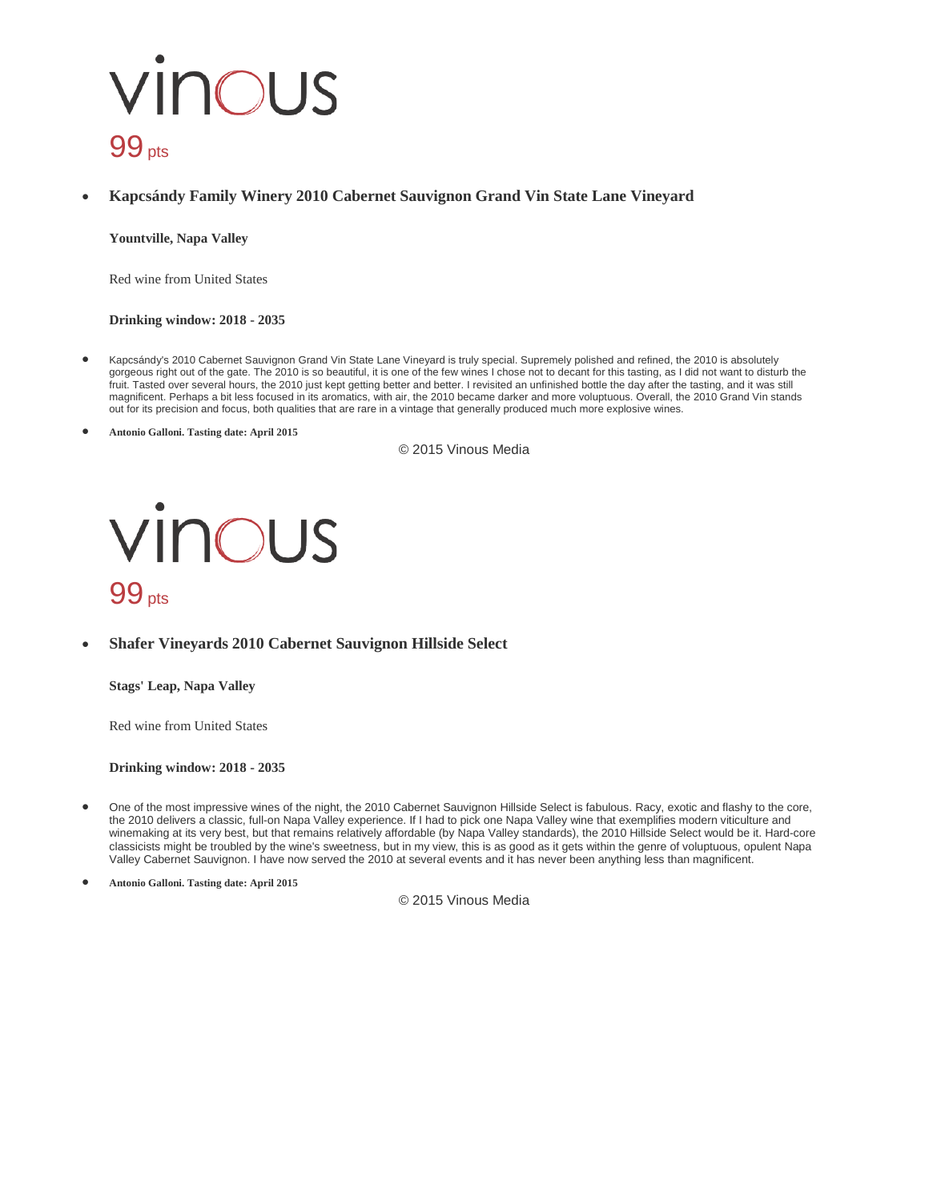# vinous

99 pts

- **Kapcsándy Family Winery 2010 Cabernet Sauvignon Grand Vin State Lane Vineyard**

  **Yountville, Napa Valley**

  Red wine from United States

  **Drinking window: 2018 - 2035**

- Kapcsándy's 2010 Cabernet Sauvignon Grand Vin State Lane Vineyard is truly special. Supremely polished and refined, the 2010 is absolutely gorgeous right out of the gate. The 2010 is so beautiful, it is one of the few wines I chose not to decant for this tasting, as I did not want to disturb the fruit. Tasted over several hours, the 2010 just kept getting better and better. I revisited an unfinished bottle the day after the tasting, and it was still magnificent. Perhaps a bit less focused in its aromatics, with air, the 2010 became darker and more voluptuous. Overall, the 2010 Grand Vin stands out for its precision and focus, both qualities that are rare in a vintage that generally produced much more explosive wines.

- **Antonio Galloni. Tasting date: April 2015**

© 2015 Vinous Media

# vinous

99 pts

- **Shafer Vineyards 2010 Cabernet Sauvignon Hillside Select**

  **Stags' Leap, Napa Valley**

  Red wine from United States

  **Drinking window: 2018 - 2035**

- One of the most impressive wines of the night, the 2010 Cabernet Sauvignon Hillside Select is fabulous. Racy, exotic and flashy to the core, the 2010 delivers a classic, full-on Napa Valley experience. If I had to pick one Napa Valley wine that exemplifies modern viticulture and winemaking at its very best, but that remains relatively affordable (by Napa Valley standards), the 2010 Hillside Select would be it. Hard-core classicists might be troubled by the wine's sweetness, but in my view, this is as good as it gets within the genre of voluptuous, opulent Napa Valley Cabernet Sauvignon. I have now served the 2010 at several events and it has never been anything less than magnificent.

- **Antonio Galloni. Tasting date: April 2015**

© 2015 Vinous Media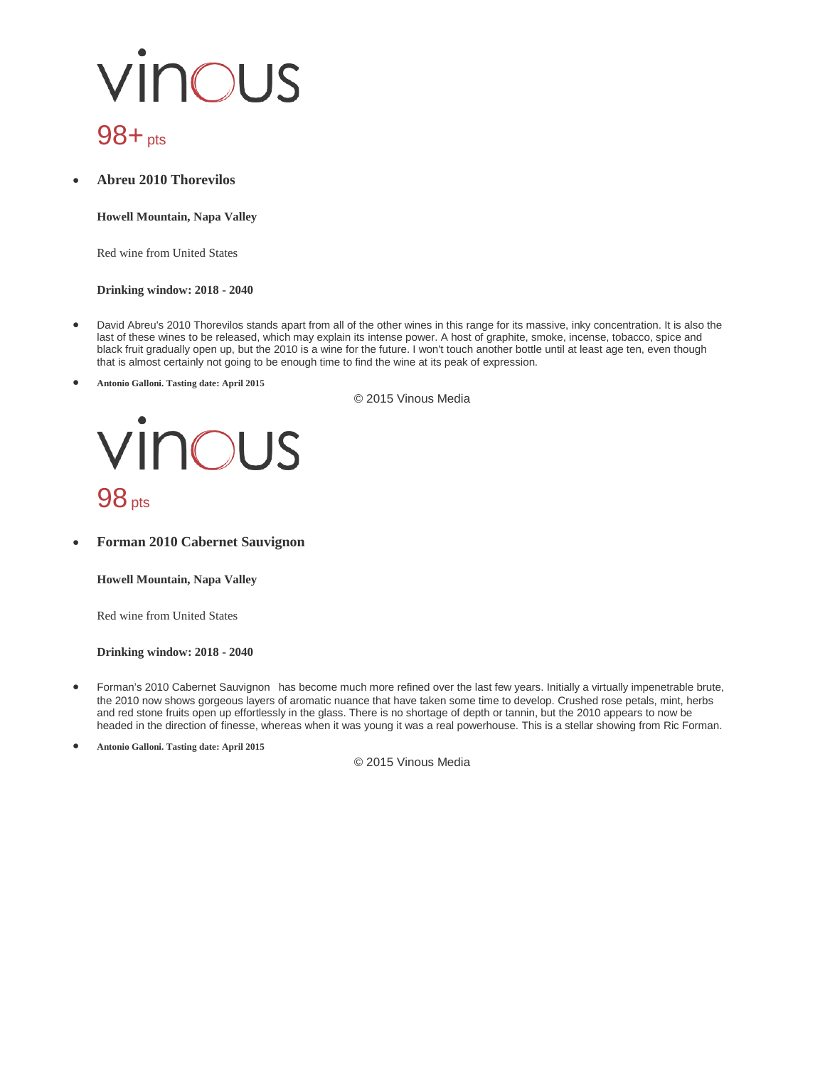vinous

98+ pts

- **Abreu 2010 Thorevilos**

  **Howell Mountain, Napa Valley**

  Red wine from United States

  **Drinking window: 2018 - 2040**

- David Abreu's 2010 Thorevilos stands apart from all of the other wines in this range for its massive, inky concentration. It is also the last of these wines to be released, which may explain its intense power. A host of graphite, smoke, incense, tobacco, spice and black fruit gradually open up, but the 2010 is a wine for the future. I won't touch another bottle until at least age ten, even though that is almost certainly not going to be enough time to find the wine at its peak of expression.

- **Antonio Galloni. Tasting date: April 2015**

© 2015 Vinous Media

vinous

98 pts

- **Forman 2010 Cabernet Sauvignon**

  **Howell Mountain, Napa Valley**

  Red wine from United States

  **Drinking window: 2018 - 2040**

- Forman's 2010 Cabernet Sauvignon has become much more refined over the last few years. Initially a virtually impenetrable brute, the 2010 now shows gorgeous layers of aromatic nuance that have taken some time to develop. Crushed rose petals, mint, herbs and red stone fruits open up effortlessly in the glass. There is no shortage of depth or tannin, but the 2010 appears to now be headed in the direction of finesse, whereas when it was young it was a real powerhouse. This is a stellar showing from Ric Forman.

- **Antonio Galloni. Tasting date: April 2015**

© 2015 Vinous Media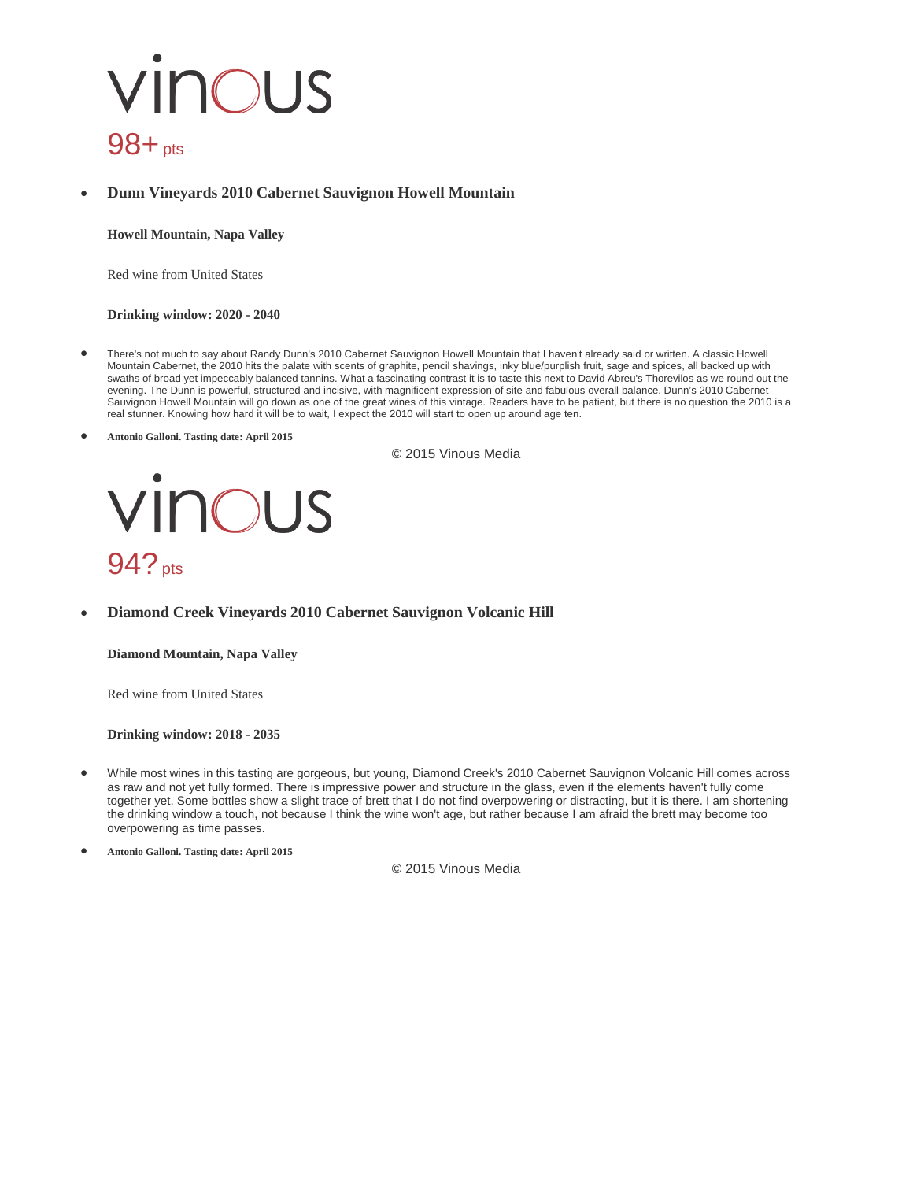vinous

98+ pts

- **Dunn Vineyards 2010 Cabernet Sauvignon Howell Mountain**

  **Howell Mountain, Napa Valley**

  Red wine from United States

  **Drinking window: 2020 - 2040**

- There's not much to say about Randy Dunn's 2010 Cabernet Sauvignon Howell Mountain that I haven't already said or written. A classic Howell Mountain Cabernet, the 2010 hits the palate with scents of graphite, pencil shavings, inky blue/purplish fruit, sage and spices, all backed up with swaths of broad yet impeccably balanced tannins. What a fascinating contrast it is to taste this next to David Abreu's Thorevilos as we round out the evening. The Dunn is powerful, structured and incisive, with magnificent expression of site and fabulous overall balance. Dunn's 2010 Cabernet Sauvignon Howell Mountain will go down as one of the great wines of this vintage. Readers have to be patient, but there is no question the 2010 is a real stunner. Knowing how hard it will be to wait, I expect the 2010 will start to open up around age ten.
- **Antonio Galloni. Tasting date: April 2015**

© 2015 Vinous Media

vinous

94? pts

- **Diamond Creek Vineyards 2010 Cabernet Sauvignon Volcanic Hill**

  **Diamond Mountain, Napa Valley**

  Red wine from United States

  **Drinking window: 2018 - 2035**

- While most wines in this tasting are gorgeous, but young, Diamond Creek's 2010 Cabernet Sauvignon Volcanic Hill comes across as raw and not yet fully formed. There is impressive power and structure in the glass, even if the elements haven't fully come together yet. Some bottles show a slight trace of brett that I do not find overpowering or distracting, but it is there. I am shortening the drinking window a touch, not because I think the wine won't age, but rather because I am afraid the brett may become too overpowering as time passes.
- **Antonio Galloni. Tasting date: April 2015**

© 2015 Vinous Media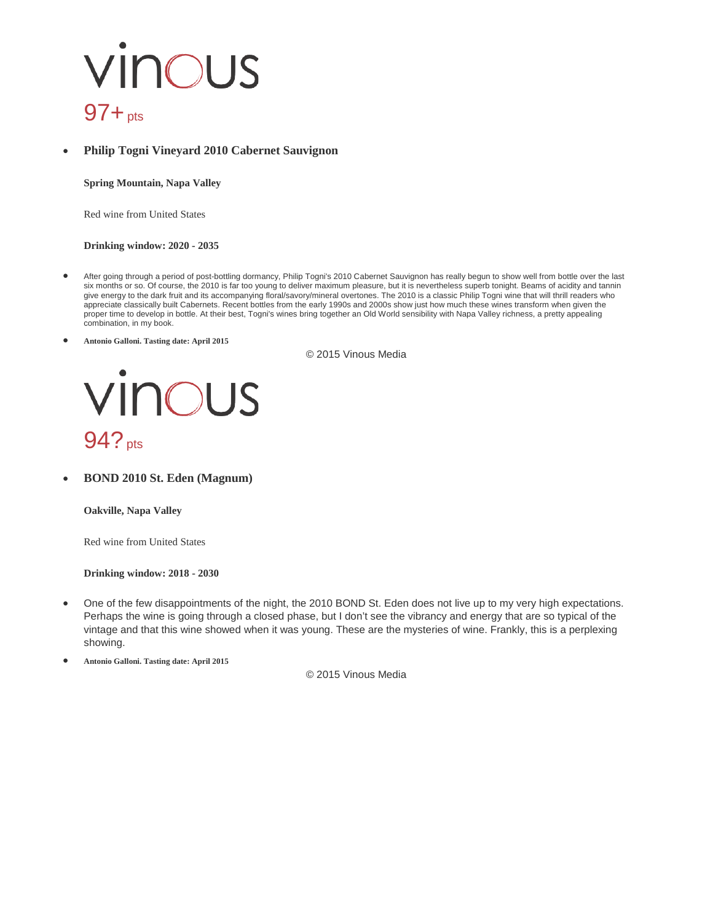# vinous

97+ pts

- **Philip Togni Vineyard 2010 Cabernet Sauvignon**

  **Spring Mountain, Napa Valley**

  Red wine from United States

  **Drinking window: 2020 - 2035**

- After going through a period of post-bottling dormancy, Philip Togni's 2010 Cabernet Sauvignon has really begun to show well from bottle over the last six months or so. Of course, the 2010 is far too young to deliver maximum pleasure, but it is nevertheless superb tonight. Beams of acidity and tannin give energy to the dark fruit and its accompanying floral/savory/mineral overtones. The 2010 is a classic Philip Togni wine that will thrill readers who appreciate classically built Cabernets. Recent bottles from the early 1990s and 2000s show just how much these wines transform when given the proper time to develop in bottle. At their best, Togni's wines bring together an Old World sensibility with Napa Valley richness, a pretty appealing combination, in my book.
- **Antonio Galloni. Tasting date: April 2015**

© 2015 Vinous Media

# vinous

94? pts

- **BOND 2010 St. Eden (Magnum)**

  **Oakville, Napa Valley**

  Red wine from United States

  **Drinking window: 2018 - 2030**

- One of the few disappointments of the night, the 2010 BOND St. Eden does not live up to my very high expectations. Perhaps the wine is going through a closed phase, but I don't see the vibrancy and energy that are so typical of the vintage and that this wine showed when it was young. These are the mysteries of wine. Frankly, this is a perplexing showing.
- **Antonio Galloni. Tasting date: April 2015**

© 2015 Vinous Media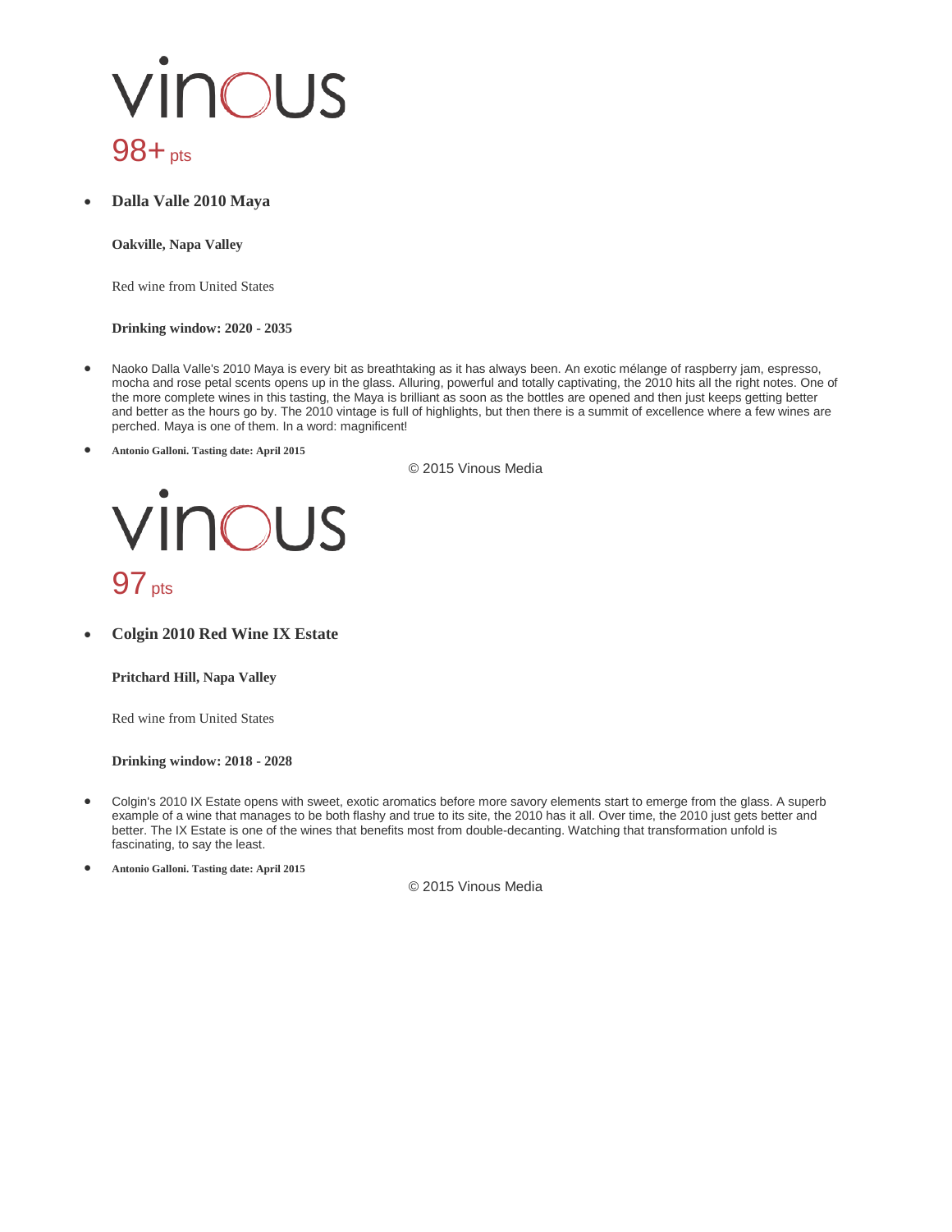vinous

98+ pts

- **Dalla Valle 2010 Maya**

  **Oakville, Napa Valley**

  Red wine from United States

  **Drinking window: 2020 - 2035**

- Naoko Dalla Valle's 2010 Maya is every bit as breathtaking as it has always been. An exotic mélange of raspberry jam, espresso, mocha and rose petal scents opens up in the glass. Alluring, powerful and totally captivating, the 2010 hits all the right notes. One of the more complete wines in this tasting, the Maya is brilliant as soon as the bottles are opened and then just keeps getting better and better as the hours go by. The 2010 vintage is full of highlights, but then there is a summit of excellence where a few wines are perched. Maya is one of them. In a word: magnificent!
- **Antonio Galloni. Tasting date: April 2015**

© 2015 Vinous Media

vinous

97 pts

- **Colgin 2010 Red Wine IX Estate**

  **Pritchard Hill, Napa Valley**

  Red wine from United States

  **Drinking window: 2018 - 2028**

- Colgin's 2010 IX Estate opens with sweet, exotic aromatics before more savory elements start to emerge from the glass. A superb example of a wine that manages to be both flashy and true to its site, the 2010 has it all. Over time, the 2010 just gets better and better. The IX Estate is one of the wines that benefits most from double-decanting. Watching that transformation unfold is fascinating, to say the least.
- **Antonio Galloni. Tasting date: April 2015**

© 2015 Vinous Media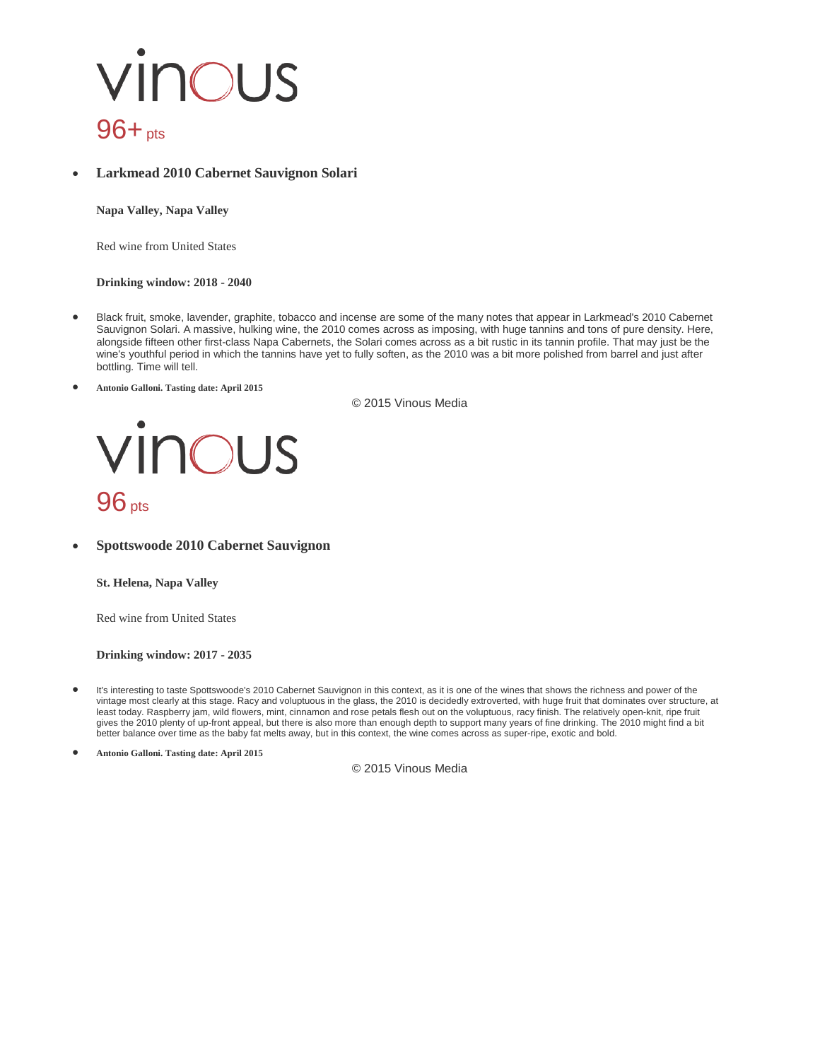vinous

96+ pts

- **Larkmead 2010 Cabernet Sauvignon Solari**

  **Napa Valley, Napa Valley**

  Red wine from United States

  **Drinking window: 2018 - 2040**

- Black fruit, smoke, lavender, graphite, tobacco and incense are some of the many notes that appear in Larkmead's 2010 Cabernet Sauvignon Solari. A massive, hulking wine, the 2010 comes across as imposing, with huge tannins and tons of pure density. Here, alongside fifteen other first-class Napa Cabernets, the Solari comes across as a bit rustic in its tannin profile. That may just be the wine's youthful period in which the tannins have yet to fully soften, as the 2010 was a bit more polished from barrel and just after bottling. Time will tell.

- **Antonio Galloni. Tasting date: April 2015**

© 2015 Vinous Media

vinous

96 pts

- **Spottswoode 2010 Cabernet Sauvignon**

  **St. Helena, Napa Valley**

  Red wine from United States

  **Drinking window: 2017 - 2035**

- It's interesting to taste Spottswoode's 2010 Cabernet Sauvignon in this context, as it is one of the wines that shows the richness and power of the vintage most clearly at this stage. Racy and voluptuous in the glass, the 2010 is decidedly extroverted, with huge fruit that dominates over structure, at least today. Raspberry jam, wild flowers, mint, cinnamon and rose petals flesh out on the voluptuous, racy finish. The relatively open-knit, ripe fruit gives the 2010 plenty of up-front appeal, but there is also more than enough depth to support many years of fine drinking. The 2010 might find a bit better balance over time as the baby fat melts away, but in this context, the wine comes across as super-ripe, exotic and bold.

- **Antonio Galloni. Tasting date: April 2015**

© 2015 Vinous Media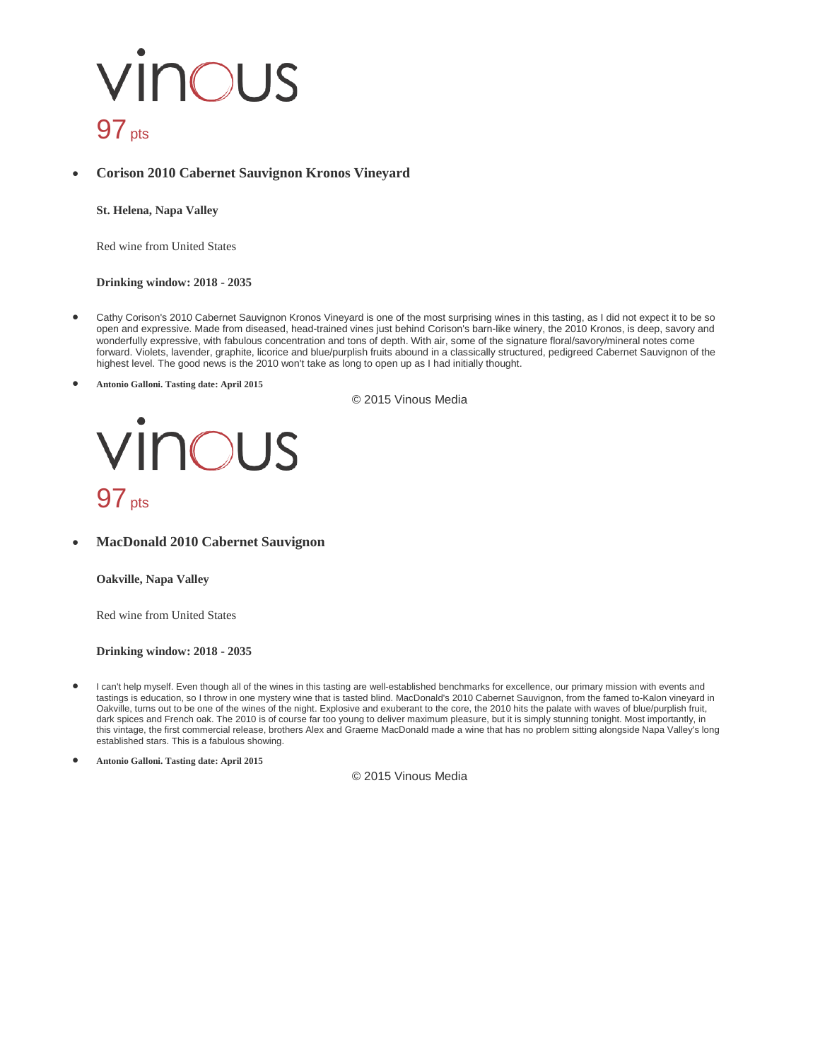vinous

97 pts

- **Corison 2010 Cabernet Sauvignon Kronos Vineyard**

  **St. Helena, Napa Valley**

  Red wine from United States

  **Drinking window: 2018 - 2035**

- Cathy Corison's 2010 Cabernet Sauvignon Kronos Vineyard is one of the most surprising wines in this tasting, as I did not expect it to be so open and expressive. Made from diseased, head-trained vines just behind Corison's barn-like winery, the 2010 Kronos, is deep, savory and wonderfully expressive, with fabulous concentration and tons of depth. With air, some of the signature floral/savory/mineral notes come forward. Violets, lavender, graphite, licorice and blue/purplish fruits abound in a classically structured, pedigreed Cabernet Sauvignon of the highest level. The good news is the 2010 won't take as long to open up as I had initially thought.
- **Antonio Galloni. Tasting date: April 2015**

© 2015 Vinous Media

vinous

97 pts

- **MacDonald 2010 Cabernet Sauvignon**

  **Oakville, Napa Valley**

  Red wine from United States

  **Drinking window: 2018 - 2035**

- I can't help myself. Even though all of the wines in this tasting are well-established benchmarks for excellence, our primary mission with events and tastings is education, so I throw in one mystery wine that is tasted blind. MacDonald's 2010 Cabernet Sauvignon, from the famed to-Kalon vineyard in Oakville, turns out to be one of the wines of the night. Explosive and exuberant to the core, the 2010 hits the palate with waves of blue/purplish fruit, dark spices and French oak. The 2010 is of course far too young to deliver maximum pleasure, but it is simply stunning tonight. Most importantly, in this vintage, the first commercial release, brothers Alex and Graeme MacDonald made a wine that has no problem sitting alongside Napa Valley's long established stars. This is a fabulous showing.
- **Antonio Galloni. Tasting date: April 2015**

© 2015 Vinous Media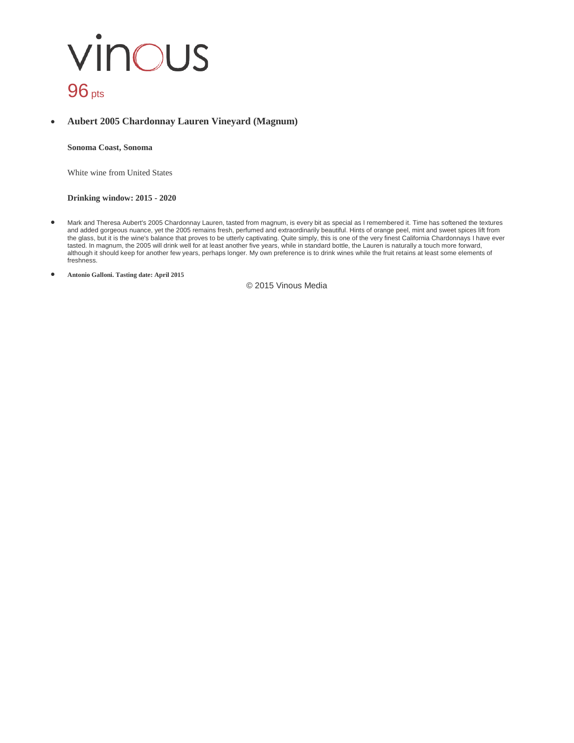vinous

96 pts

- **Aubert 2005 Chardonnay Lauren Vineyard (Magnum)**

  **Sonoma Coast, Sonoma**

  White wine from United States

  **Drinking window: 2015 - 2020**

- Mark and Theresa Aubert's 2005 Chardonnay Lauren, tasted from magnum, is every bit as special as I remembered it. Time has softened the textures and added gorgeous nuance, yet the 2005 remains fresh, perfumed and extraordinarily beautiful. Hints of orange peel, mint and sweet spices lift from the glass, but it is the wine's balance that proves to be utterly captivating. Quite simply, this is one of the very finest California Chardonnays I have ever tasted. In magnum, the 2005 will drink well for at least another five years, while in standard bottle, the Lauren is naturally a touch more forward, although it should keep for another few years, perhaps longer. My own preference is to drink wines while the fruit retains at least some elements of freshness.

- **Antonio Galloni. Tasting date: April 2015**

© 2015 Vinous Media